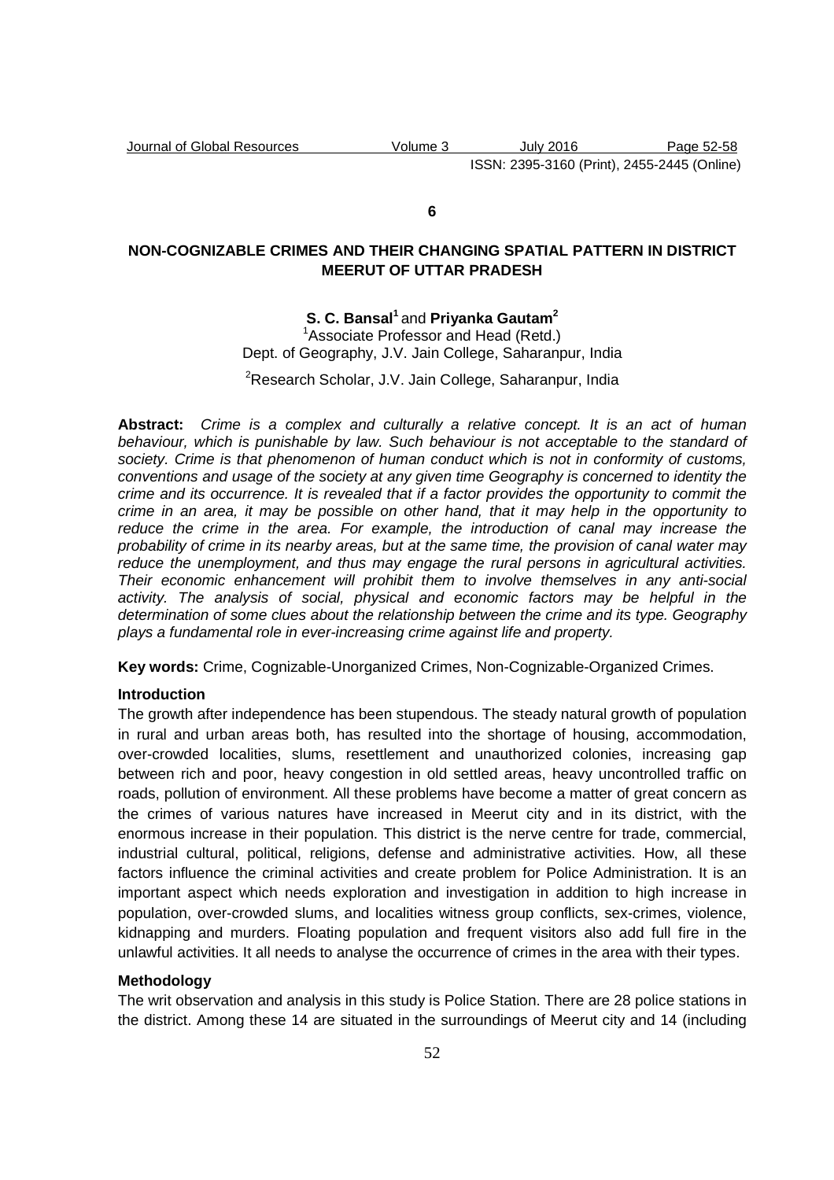**6**

# NON-COGNIZABLE CRIMES AND THEIR CHANGING SPATIAL PATTERN IN DISTRICT MEERUT OF UTTAR PRADESH

**S. C. Bansal**[1] and **Priyanka Gautam**[2]

[1]Associate Professor and Head (Retd.)
Dept. of Geography, J.V. Jain College, Saharanpur, India

[2]Research Scholar, J.V. Jain College, Saharanpur, India

**Abstract:** *Crime is a complex and culturally a relative concept. It is an act of human behaviour, which is punishable by law. Such behaviour is not acceptable to the standard of society. Crime is that phenomenon of human conduct which is not in conformity of customs, conventions and usage of the society at any given time Geography is concerned to identity the crime and its occurrence. It is revealed that if a factor provides the opportunity to commit the crime in an area, it may be possible on other hand, that it may help in the opportunity to reduce the crime in the area. For example, the introduction of canal may increase the probability of crime in its nearby areas, but at the same time, the provision of canal water may reduce the unemployment, and thus may engage the rural persons in agricultural activities. Their economic enhancement will prohibit them to involve themselves in any anti-social activity. The analysis of social, physical and economic factors may be helpful in the determination of some clues about the relationship between the crime and its type. Geography plays a fundamental role in ever-increasing crime against life and property.*

**Key words:** Crime, Cognizable-Unorganized Crimes, Non-Cognizable-Organized Crimes.

## Introduction

The growth after independence has been stupendous. The steady natural growth of population in rural and urban areas both, has resulted into the shortage of housing, accommodation, over-crowded localities, slums, resettlement and unauthorized colonies, increasing gap between rich and poor, heavy congestion in old settled areas, heavy uncontrolled traffic on roads, pollution of environment. All these problems have become a matter of great concern as the crimes of various natures have increased in Meerut city and in its district, with the enormous increase in their population. This district is the nerve centre for trade, commercial, industrial cultural, political, religions, defense and administrative activities. How, all these factors influence the criminal activities and create problem for Police Administration. It is an important aspect which needs exploration and investigation in addition to high increase in population, over-crowded slums, and localities witness group conflicts, sex-crimes, violence, kidnapping and murders. Floating population and frequent visitors also add full fire in the unlawful activities. It all needs to analyse the occurrence of crimes in the area with their types.

## Methodology

The writ observation and analysis in this study is Police Station. There are 28 police stations in the district. Among these 14 are situated in the surroundings of Meerut city and 14 (including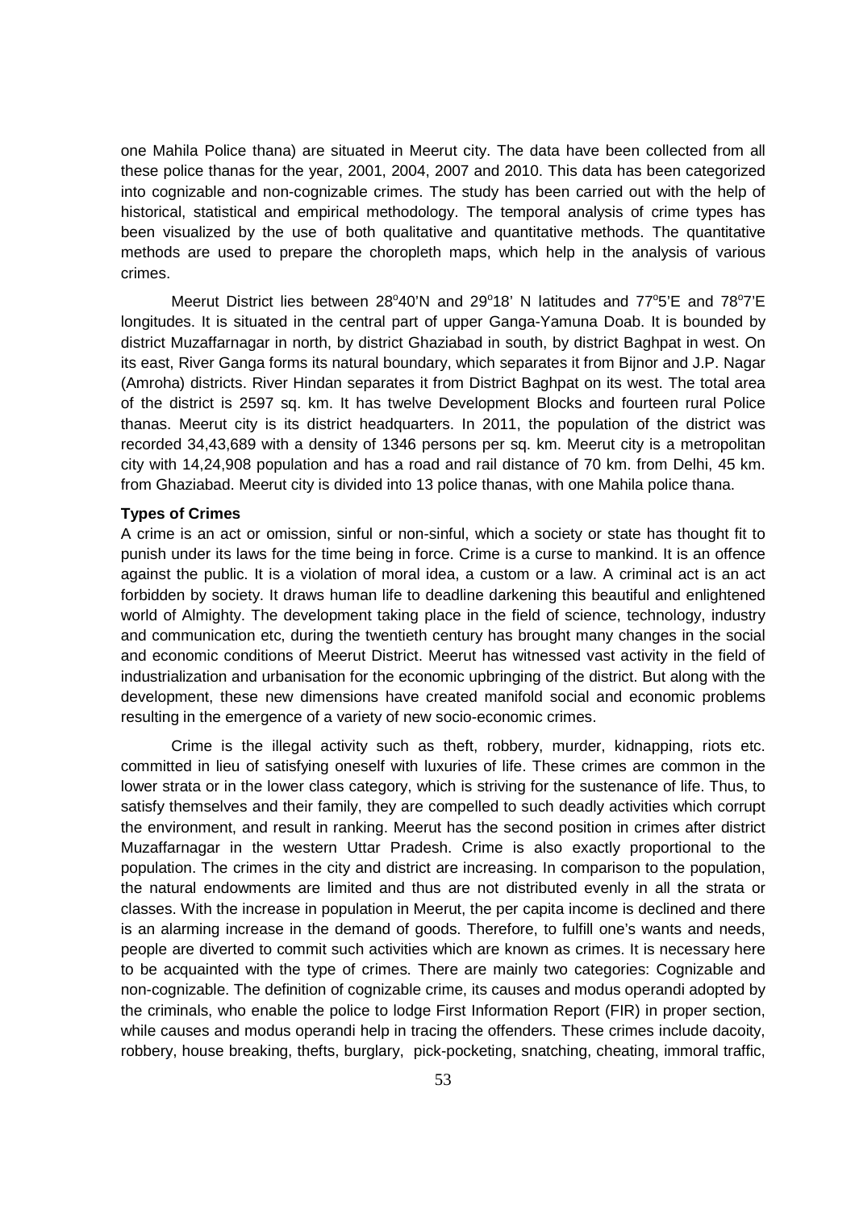one Mahila Police thana) are situated in Meerut city. The data have been collected from all these police thanas for the year, 2001, 2004, 2007 and 2010. This data has been categorized into cognizable and non-cognizable crimes. The study has been carried out with the help of historical, statistical and empirical methodology. The temporal analysis of crime types has been visualized by the use of both qualitative and quantitative methods. The quantitative methods are used to prepare the choropleth maps, which help in the analysis of various crimes.

Meerut District lies between 28°40'N and 29°18' N latitudes and 77°5'E and 78°7'E longitudes. It is situated in the central part of upper Ganga-Yamuna Doab. It is bounded by district Muzaffarnagar in north, by district Ghaziabad in south, by district Baghpat in west. On its east, River Ganga forms its natural boundary, which separates it from Bijnor and J.P. Nagar (Amroha) districts. River Hindan separates it from District Baghpat on its west. The total area of the district is 2597 sq. km. It has twelve Development Blocks and fourteen rural Police thanas. Meerut city is its district headquarters. In 2011, the population of the district was recorded 34,43,689 with a density of 1346 persons per sq. km. Meerut city is a metropolitan city with 14,24,908 population and has a road and rail distance of 70 km. from Delhi, 45 km. from Ghaziabad. Meerut city is divided into 13 police thanas, with one Mahila police thana.

**Types of Crimes**

A crime is an act or omission, sinful or non-sinful, which a society or state has thought fit to punish under its laws for the time being in force. Crime is a curse to mankind. It is an offence against the public. It is a violation of moral idea, a custom or a law. A criminal act is an act forbidden by society. It draws human life to deadline darkening this beautiful and enlightened world of Almighty. The development taking place in the field of science, technology, industry and communication etc, during the twentieth century has brought many changes in the social and economic conditions of Meerut District. Meerut has witnessed vast activity in the field of industrialization and urbanisation for the economic upbringing of the district. But along with the development, these new dimensions have created manifold social and economic problems resulting in the emergence of a variety of new socio-economic crimes.

Crime is the illegal activity such as theft, robbery, murder, kidnapping, riots etc. committed in lieu of satisfying oneself with luxuries of life. These crimes are common in the lower strata or in the lower class category, which is striving for the sustenance of life. Thus, to satisfy themselves and their family, they are compelled to such deadly activities which corrupt the environment, and result in ranking. Meerut has the second position in crimes after district Muzaffarnagar in the western Uttar Pradesh. Crime is also exactly proportional to the population. The crimes in the city and district are increasing. In comparison to the population, the natural endowments are limited and thus are not distributed evenly in all the strata or classes. With the increase in population in Meerut, the per capita income is declined and there is an alarming increase in the demand of goods. Therefore, to fulfill one's wants and needs, people are diverted to commit such activities which are known as crimes. It is necessary here to be acquainted with the type of crimes. There are mainly two categories: Cognizable and non-cognizable. The definition of cognizable crime, its causes and modus operandi adopted by the criminals, who enable the police to lodge First Information Report (FIR) in proper section, while causes and modus operandi help in tracing the offenders. These crimes include dacoity, robbery, house breaking, thefts, burglary, pick-pocketing, snatching, cheating, immoral traffic,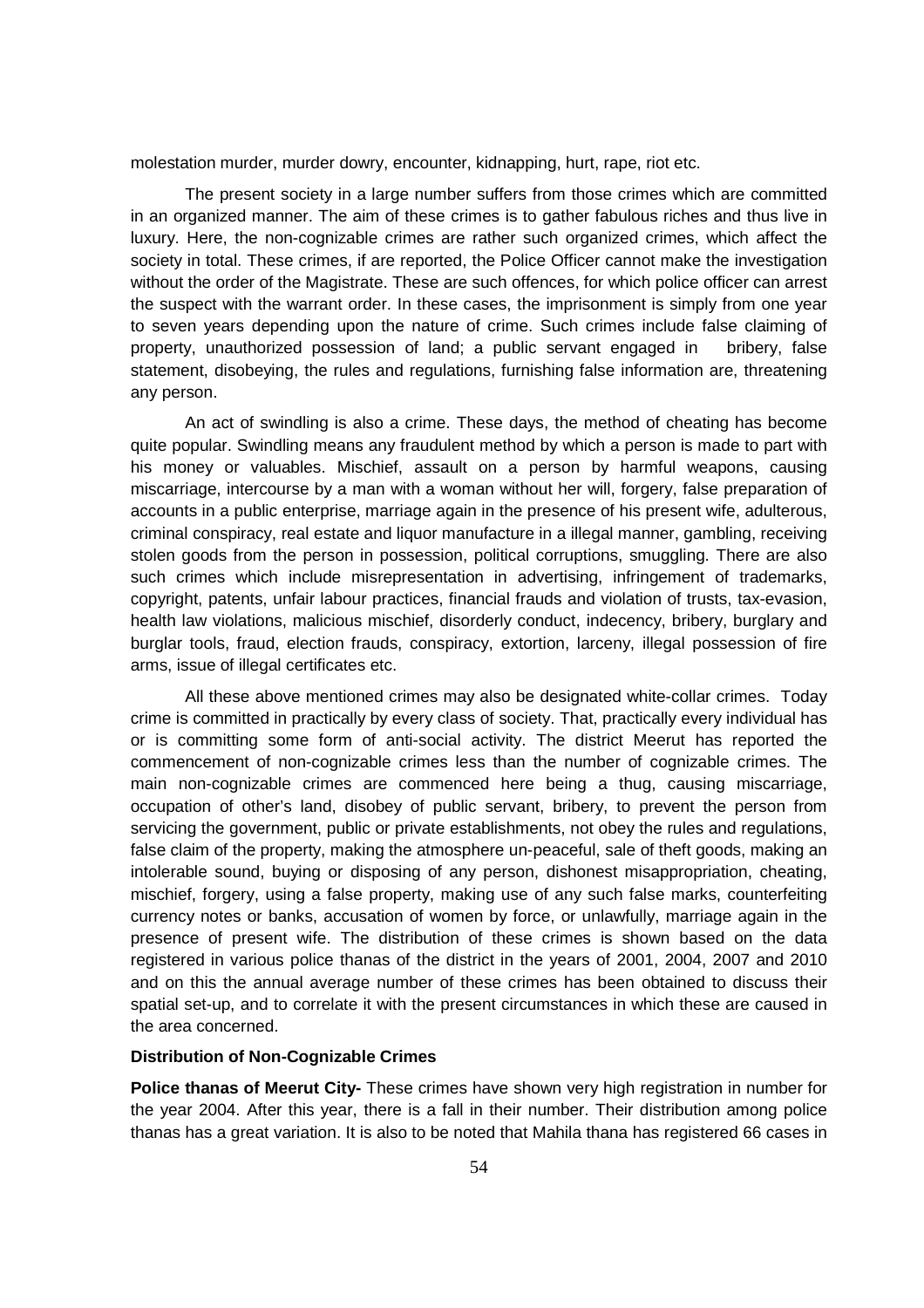molestation murder, murder dowry, encounter, kidnapping, hurt, rape, riot etc.

The present society in a large number suffers from those crimes which are committed in an organized manner. The aim of these crimes is to gather fabulous riches and thus live in luxury. Here, the non-cognizable crimes are rather such organized crimes, which affect the society in total. These crimes, if are reported, the Police Officer cannot make the investigation without the order of the Magistrate. These are such offences, for which police officer can arrest the suspect with the warrant order. In these cases, the imprisonment is simply from one year to seven years depending upon the nature of crime. Such crimes include false claiming of property, unauthorized possession of land; a public servant engaged in bribery, false statement, disobeying, the rules and regulations, furnishing false information are, threatening any person.

An act of swindling is also a crime. These days, the method of cheating has become quite popular. Swindling means any fraudulent method by which a person is made to part with his money or valuables. Mischief, assault on a person by harmful weapons, causing miscarriage, intercourse by a man with a woman without her will, forgery, false preparation of accounts in a public enterprise, marriage again in the presence of his present wife, adulterous, criminal conspiracy, real estate and liquor manufacture in a illegal manner, gambling, receiving stolen goods from the person in possession, political corruptions, smuggling. There are also such crimes which include misrepresentation in advertising, infringement of trademarks, copyright, patents, unfair labour practices, financial frauds and violation of trusts, tax-evasion, health law violations, malicious mischief, disorderly conduct, indecency, bribery, burglary and burglar tools, fraud, election frauds, conspiracy, extortion, larceny, illegal possession of fire arms, issue of illegal certificates etc.

All these above mentioned crimes may also be designated white-collar crimes. Today crime is committed in practically by every class of society. That, practically every individual has or is committing some form of anti-social activity. The district Meerut has reported the commencement of non-cognizable crimes less than the number of cognizable crimes. The main non-cognizable crimes are commenced here being a thug, causing miscarriage, occupation of other's land, disobey of public servant, bribery, to prevent the person from servicing the government, public or private establishments, not obey the rules and regulations, false claim of the property, making the atmosphere un-peaceful, sale of theft goods, making an intolerable sound, buying or disposing of any person, dishonest misappropriation, cheating, mischief, forgery, using a false property, making use of any such false marks, counterfeiting currency notes or banks, accusation of women by force, or unlawfully, marriage again in the presence of present wife. The distribution of these crimes is shown based on the data registered in various police thanas of the district in the years of 2001, 2004, 2007 and 2010 and on this the annual average number of these crimes has been obtained to discuss their spatial set-up, and to correlate it with the present circumstances in which these are caused in the area concerned.

**Distribution of Non-Cognizable Crimes**

**Police thanas of Meerut City-** These crimes have shown very high registration in number for the year 2004. After this year, there is a fall in their number. Their distribution among police thanas has a great variation. It is also to be noted that Mahila thana has registered 66 cases in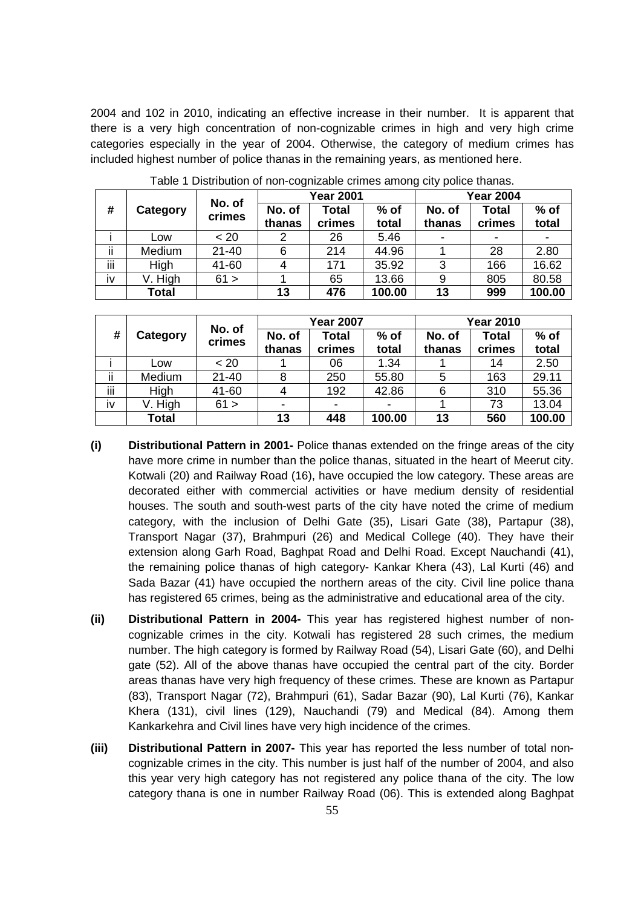2004 and 102 in 2010, indicating an effective increase in their number. It is apparent that there is a very high concentration of non-cognizable crimes in high and very high crime categories especially in the year of 2004. Otherwise, the category of medium crimes has included highest number of police thanas in the remaining years, as mentioned here.

Table 1 Distribution of non-cognizable crimes among city police thanas.

| # | Category | No. of crimes | Year 2001 | | | Year 2004 | | |
|---|---|---|---|---|---|---|---|---|
| | | | No. of thanas | Total crimes | % of total | No. of thanas | Total crimes | % of total |
| i | Low | < 20 | 2 | 26 | 5.46 | - | - | - |
| ii | Medium | 21-40 | 6 | 214 | 44.96 | 1 | 28 | 2.80 |
| iii | High | 41-60 | 4 | 171 | 35.92 | 3 | 166 | 16.62 |
| iv | V. High | 61 > | 1 | 65 | 13.66 | 9 | 805 | 80.58 |
| | **Total** | | **13** | **476** | **100.00** | **13** | **999** | **100.00** |

| # | Category | No. of crimes | Year 2007 | | | Year 2010 | | |
|---|---|---|---|---|---|---|---|---|
| | | | No. of thanas | Total crimes | % of total | No. of thanas | Total crimes | % of total |
| i | Low | < 20 | 1 | 06 | 1.34 | 1 | 14 | 2.50 |
| ii | Medium | 21-40 | 8 | 250 | 55.80 | 5 | 163 | 29.11 |
| iii | High | 41-60 | 4 | 192 | 42.86 | 6 | 310 | 55.36 |
| iv | V. High | 61 > | - | - | - | 1 | 73 | 13.04 |
| | **Total** | | **13** | **448** | **100.00** | **13** | **560** | **100.00** |

**(i) Distributional Pattern in 2001-** Police thanas extended on the fringe areas of the city have more crime in number than the police thanas, situated in the heart of Meerut city. Kotwali (20) and Railway Road (16), have occupied the low category. These areas are decorated either with commercial activities or have medium density of residential houses. The south and south-west parts of the city have noted the crime of medium category, with the inclusion of Delhi Gate (35), Lisari Gate (38), Partapur (38), Transport Nagar (37), Brahmpuri (26) and Medical College (40). They have their extension along Garh Road, Baghpat Road and Delhi Road. Except Nauchandi (41), the remaining police thanas of high category- Kankar Khera (43), Lal Kurti (46) and Sada Bazar (41) have occupied the northern areas of the city. Civil line police thana has registered 65 crimes, being as the administrative and educational area of the city.

**(ii) Distributional Pattern in 2004-** This year has registered highest number of non-cognizable crimes in the city. Kotwali has registered 28 such crimes, the medium number. The high category is formed by Railway Road (54), Lisari Gate (60), and Delhi gate (52). All of the above thanas have occupied the central part of the city. Border areas thanas have very high frequency of these crimes. These are known as Partapur (83), Transport Nagar (72), Brahmpuri (61), Sadar Bazar (90), Lal Kurti (76), Kankar Khera (131), civil lines (129), Nauchandi (79) and Medical (84). Among them Kankarkehra and Civil lines have very high incidence of the crimes.

**(iii) Distributional Pattern in 2007-** This year has reported the less number of total non-cognizable crimes in the city. This number is just half of the number of 2004, and also this year very high category has not registered any police thana of the city. The low category thana is one in number Railway Road (06). This is extended along Baghpat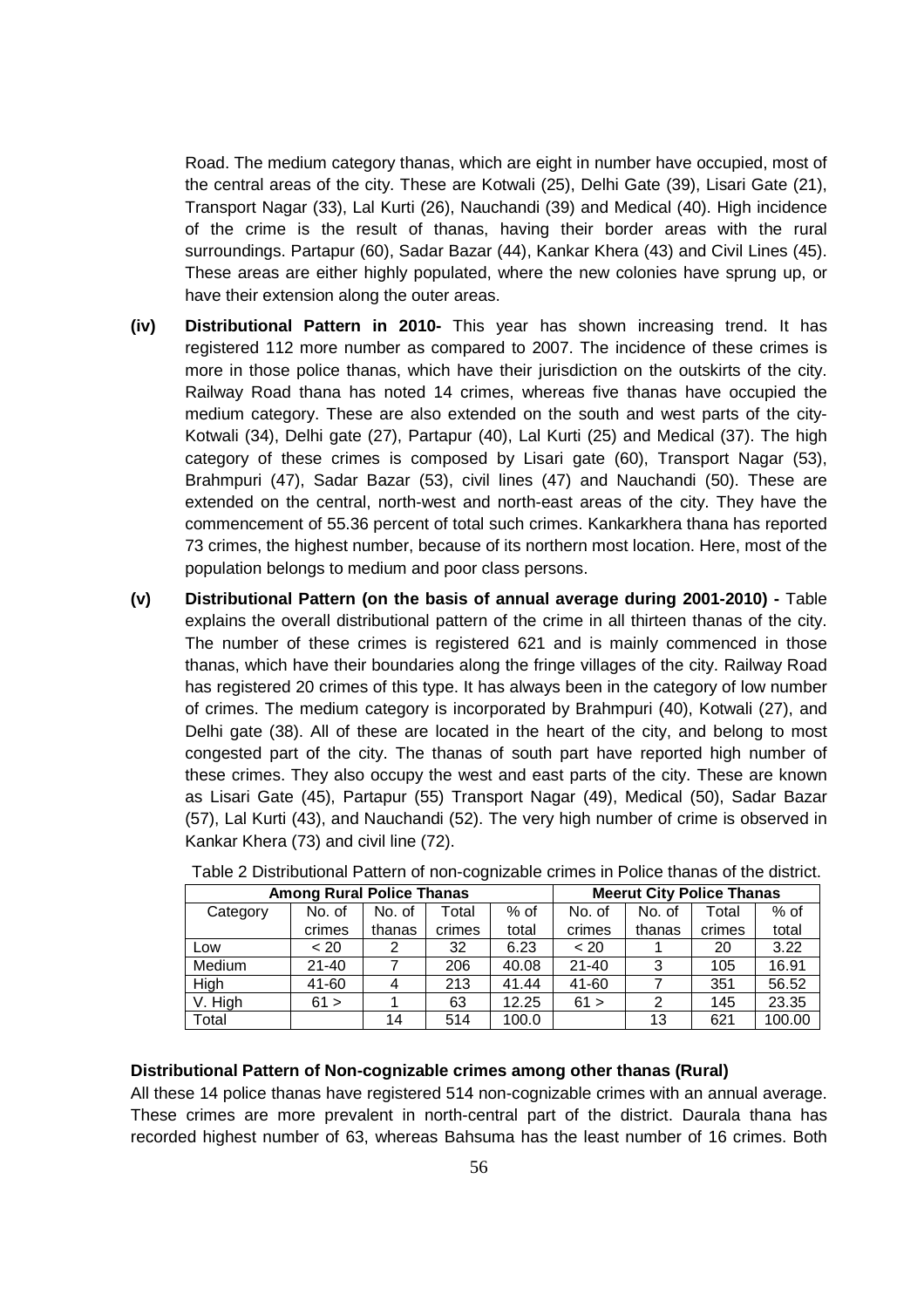Road. The medium category thanas, which are eight in number have occupied, most of the central areas of the city. These are Kotwali (25), Delhi Gate (39), Lisari Gate (21), Transport Nagar (33), Lal Kurti (26), Nauchandi (39) and Medical (40). High incidence of the crime is the result of thanas, having their border areas with the rural surroundings. Partapur (60), Sadar Bazar (44), Kankar Khera (43) and Civil Lines (45). These areas are either highly populated, where the new colonies have sprung up, or have their extension along the outer areas.

**(iv) Distributional Pattern in 2010-** This year has shown increasing trend. It has registered 112 more number as compared to 2007. The incidence of these crimes is more in those police thanas, which have their jurisdiction on the outskirts of the city. Railway Road thana has noted 14 crimes, whereas five thanas have occupied the medium category. These are also extended on the south and west parts of the city- Kotwali (34), Delhi gate (27), Partapur (40), Lal Kurti (25) and Medical (37). The high category of these crimes is composed by Lisari gate (60), Transport Nagar (53), Brahmpuri (47), Sadar Bazar (53), civil lines (47) and Nauchandi (50). These are extended on the central, north-west and north-east areas of the city. They have the commencement of 55.36 percent of total such crimes. Kankarkhera thana has reported 73 crimes, the highest number, because of its northern most location. Here, most of the population belongs to medium and poor class persons.

**(v) Distributional Pattern (on the basis of annual average during 2001-2010) -** Table explains the overall distributional pattern of the crime in all thirteen thanas of the city. The number of these crimes is registered 621 and is mainly commenced in those thanas, which have their boundaries along the fringe villages of the city. Railway Road has registered 20 crimes of this type. It has always been in the category of low number of crimes. The medium category is incorporated by Brahmpuri (40), Kotwali (27), and Delhi gate (38). All of these are located in the heart of the city, and belong to most congested part of the city. The thanas of south part have reported high number of these crimes. They also occupy the west and east parts of the city. These are known as Lisari Gate (45), Partapur (55) Transport Nagar (49), Medical (50), Sadar Bazar (57), Lal Kurti (43), and Nauchandi (52). The very high number of crime is observed in Kankar Khera (73) and civil line (72).

Table 2 Distributional Pattern of non-cognizable crimes in Police thanas of the district.

| **Among Rural Police Thanas** | | | | | **Meerut City Police Thanas** | | | |
|---|---|---|---|---|---|---|---|---|
| Category | No. of crimes | No. of thanas | Total crimes | % of total | No. of crimes | No. of thanas | Total crimes | % of total |
| Low | < 20 | 2 | 32 | 6.23 | < 20 | 1 | 20 | 3.22 |
| Medium | 21-40 | 7 | 206 | 40.08 | 21-40 | 3 | 105 | 16.91 |
| High | 41-60 | 4 | 213 | 41.44 | 41-60 | 7 | 351 | 56.52 |
| V. High | 61 > | 1 | 63 | 12.25 | 61 > | 2 | 145 | 23.35 |
| Total | | 14 | 514 | 100.0 | | 13 | 621 | 100.00 |

**Distributional Pattern of Non-cognizable crimes among other thanas (Rural)**

All these 14 police thanas have registered 514 non-cognizable crimes with an annual average. These crimes are more prevalent in north-central part of the district. Daurala thana has recorded highest number of 63, whereas Bahsuma has the least number of 16 crimes. Both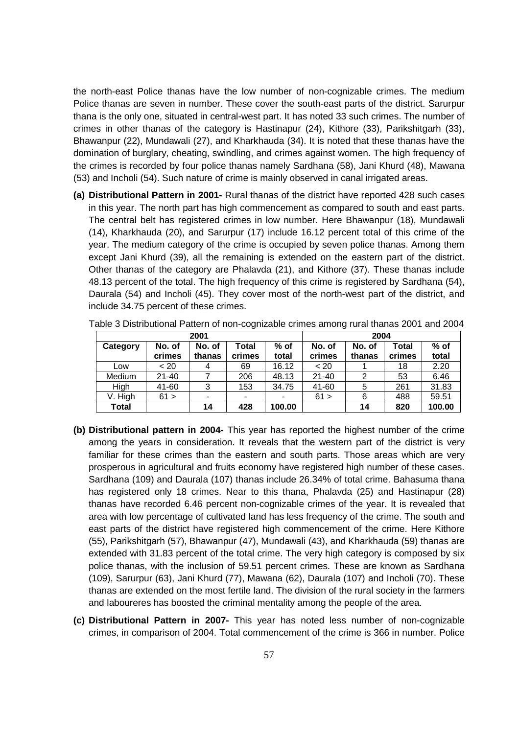the north-east Police thanas have the low number of non-cognizable crimes. The medium Police thanas are seven in number. These cover the south-east parts of the district. Sarurpur thana is the only one, situated in central-west part. It has noted 33 such crimes. The number of crimes in other thanas of the category is Hastinapur (24), Kithore (33), Parikshitgarh (33), Bhawanpur (22), Mundawali (27), and Kharkhauda (34). It is noted that these thanas have the domination of burglary, cheating, swindling, and crimes against women. The high frequency of the crimes is recorded by four police thanas namely Sardhana (58), Jani Khurd (48), Mawana (53) and Incholi (54). Such nature of crime is mainly observed in canal irrigated areas.

**(a) Distributional Pattern in 2001-** Rural thanas of the district have reported 428 such cases in this year. The north part has high commencement as compared to south and east parts. The central belt has registered crimes in low number. Here Bhawanpur (18), Mundawali (14), Kharkhauda (20), and Sarurpur (17) include 16.12 percent total of this crime of the year. The medium category of the crime is occupied by seven police thanas. Among them except Jani Khurd (39), all the remaining is extended on the eastern part of the district. Other thanas of the category are Phalavda (21), and Kithore (37). These thanas include 48.13 percent of the total. The high frequency of this crime is registered by Sardhana (54), Daurala (54) and Incholi (45). They cover most of the north-west part of the district, and include 34.75 percent of these crimes.

Table 3 Distributional Pattern of non-cognizable crimes among rural thanas 2001 and 2004

| | 2001 | | | | 2004 | | | |
|---|---|---|---|---|---|---|---|---|
| **Category** | **No. of crimes** | **No. of thanas** | **Total crimes** | **% of total** | **No. of crimes** | **No. of thanas** | **Total crimes** | **% of total** |
| Low | < 20 | 4 | 69 | 16.12 | < 20 | 1 | 18 | 2.20 |
| Medium | 21-40 | 7 | 206 | 48.13 | 21-40 | 2 | 53 | 6.46 |
| High | 41-60 | 3 | 153 | 34.75 | 41-60 | 5 | 261 | 31.83 |
| V. High | 61 > | - | - | - | 61 > | 6 | 488 | 59.51 |
| **Total** | | **14** | **428** | **100.00** | | **14** | **820** | **100.00** |

**(b) Distributional pattern in 2004-** This year has reported the highest number of the crime among the years in consideration. It reveals that the western part of the district is very familiar for these crimes than the eastern and south parts. Those areas which are very prosperous in agricultural and fruits economy have registered high number of these cases. Sardhana (109) and Daurala (107) thanas include 26.34% of total crime. Bahasuma thana has registered only 18 crimes. Near to this thana, Phalavda (25) and Hastinapur (28) thanas have recorded 6.46 percent non-cognizable crimes of the year. It is revealed that area with low percentage of cultivated land has less frequency of the crime. The south and east parts of the district have registered high commencement of the crime. Here Kithore (55), Parikshitgarh (57), Bhawanpur (47), Mundawali (43), and Kharkhauda (59) thanas are extended with 31.83 percent of the total crime. The very high category is composed by six police thanas, with the inclusion of 59.51 percent crimes. These are known as Sardhana (109), Sarurpur (63), Jani Khurd (77), Mawana (62), Daurala (107) and Incholi (70). These thanas are extended on the most fertile land. The division of the rural society in the farmers and laboureres has boosted the criminal mentality among the people of the area.

**(c) Distributional Pattern in 2007-** This year has noted less number of non-cognizable crimes, in comparison of 2004. Total commencement of the crime is 366 in number. Police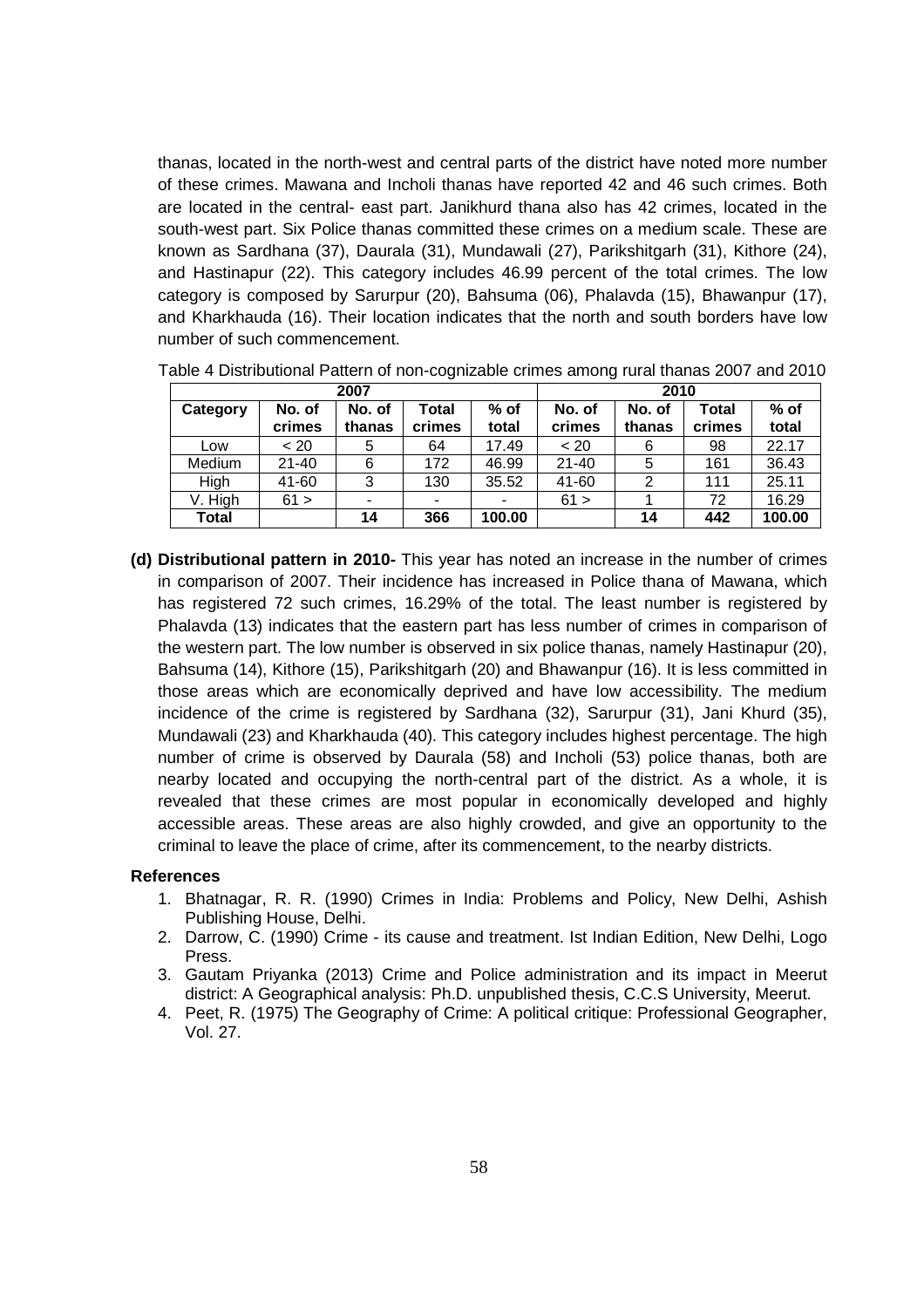thanas, located in the north-west and central parts of the district have noted more number of these crimes. Mawana and Incholi thanas have reported 42 and 46 such crimes. Both are located in the central- east part. Janikhurd thana also has 42 crimes, located in the south-west part. Six Police thanas committed these crimes on a medium scale. These are known as Sardhana (37), Daurala (31), Mundawali (27), Parikshitgarh (31), Kithore (24), and Hastinapur (22). This category includes 46.99 percent of the total crimes. The low category is composed by Sarurpur (20), Bahsuma (06), Phalavda (15), Bhawanpur (17), and Kharkhauda (16). Their location indicates that the north and south borders have low number of such commencement.

Table 4 Distributional Pattern of non-cognizable crimes among rural thanas 2007 and 2010

| | 2007 | | | | 2010 | | | |
|---|---|---|---|---|---|---|---|---|
| **Category** | **No. of crimes** | **No. of thanas** | **Total crimes** | **% of total** | **No. of crimes** | **No. of thanas** | **Total crimes** | **% of total** |
| Low | < 20 | 5 | 64 | 17.49 | < 20 | 6 | 98 | 22.17 |
| Medium | 21-40 | 6 | 172 | 46.99 | 21-40 | 5 | 161 | 36.43 |
| High | 41-60 | 3 | 130 | 35.52 | 41-60 | 2 | 111 | 25.11 |
| V. High | 61 > | - | - | - | 61 > | 1 | 72 | 16.29 |
| **Total** | | **14** | **366** | **100.00** | | **14** | **442** | **100.00** |

**(d) Distributional pattern in 2010-** This year has noted an increase in the number of crimes in comparison of 2007. Their incidence has increased in Police thana of Mawana, which has registered 72 such crimes, 16.29% of the total. The least number is registered by Phalavda (13) indicates that the eastern part has less number of crimes in comparison of the western part. The low number is observed in six police thanas, namely Hastinapur (20), Bahsuma (14), Kithore (15), Parikshitgarh (20) and Bhawanpur (16). It is less committed in those areas which are economically deprived and have low accessibility. The medium incidence of the crime is registered by Sardhana (32), Sarurpur (31), Jani Khurd (35), Mundawali (23) and Kharkhauda (40). This category includes highest percentage. The high number of crime is observed by Daurala (58) and Incholi (53) police thanas, both are nearby located and occupying the north-central part of the district. As a whole, it is revealed that these crimes are most popular in economically developed and highly accessible areas. These areas are also highly crowded, and give an opportunity to the criminal to leave the place of crime, after its commencement, to the nearby districts.

## References

1. Bhatnagar, R. R. (1990) Crimes in India: Problems and Policy, New Delhi, Ashish Publishing House, Delhi.
2. Darrow, C. (1990) Crime - its cause and treatment. Ist Indian Edition, New Delhi, Logo Press.
3. Gautam Priyanka (2013) Crime and Police administration and its impact in Meerut district: A Geographical analysis: Ph.D. unpublished thesis, C.C.S University, Meerut.
4. Peet, R. (1975) The Geography of Crime: A political critique: Professional Geographer, Vol. 27.